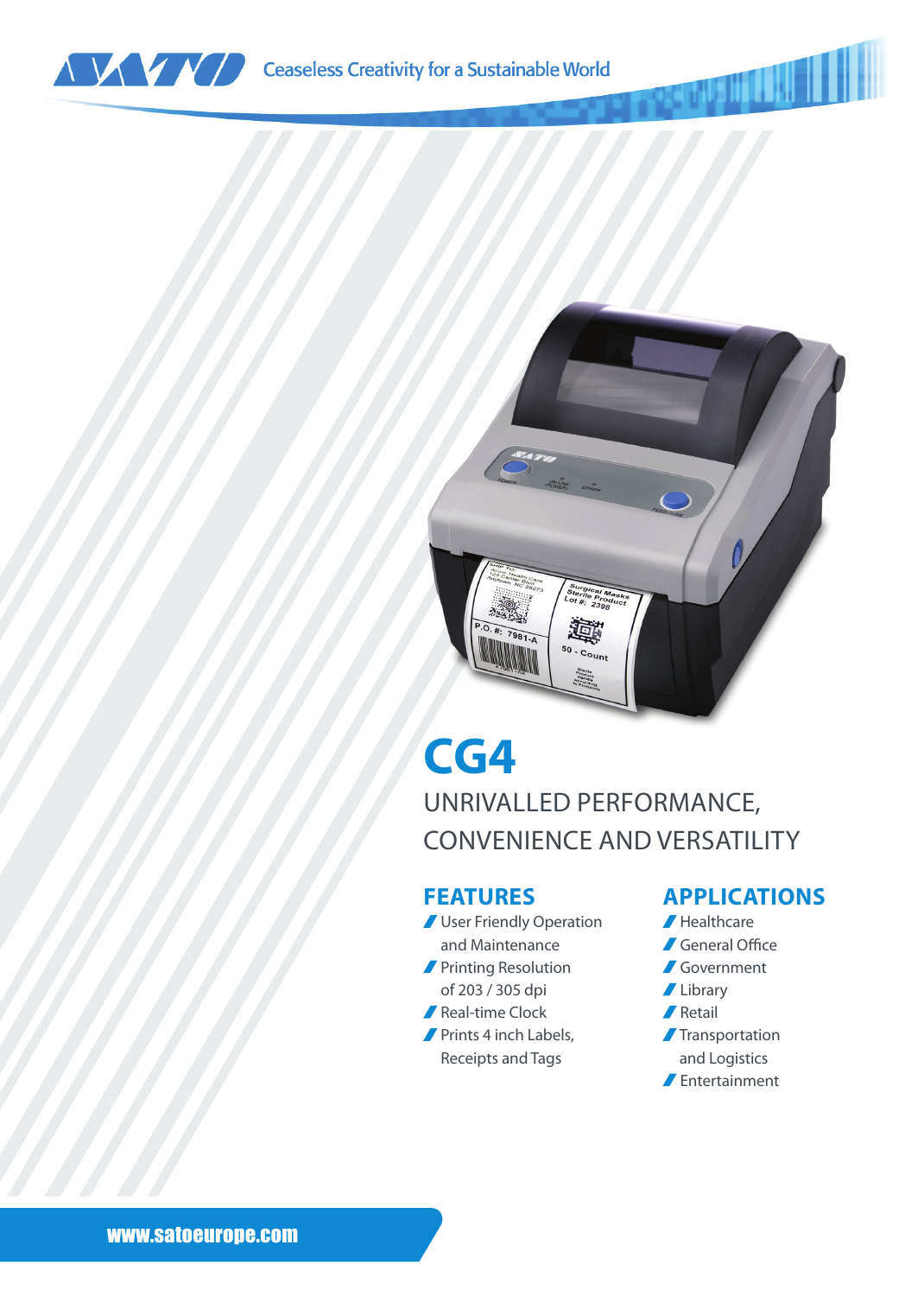Ceaseless Creativity for a Sustainable World

# CG4

## UNRIVALLED PERFORMANCE, CONVENIENCE AND VERSATILITY

### FEATURES

- User Friendly Operation and Maintenance
- Printing Resolution of 203 / 305 dpi
- Real-time Clock
- Prints 4 inch Labels, Receipts and Tags

### APPLICATIONS

- Healthcare
- General Office
- Government
- Library
- Retail
- Transportation and Logistics
- Entertainment

www.satoeurope.com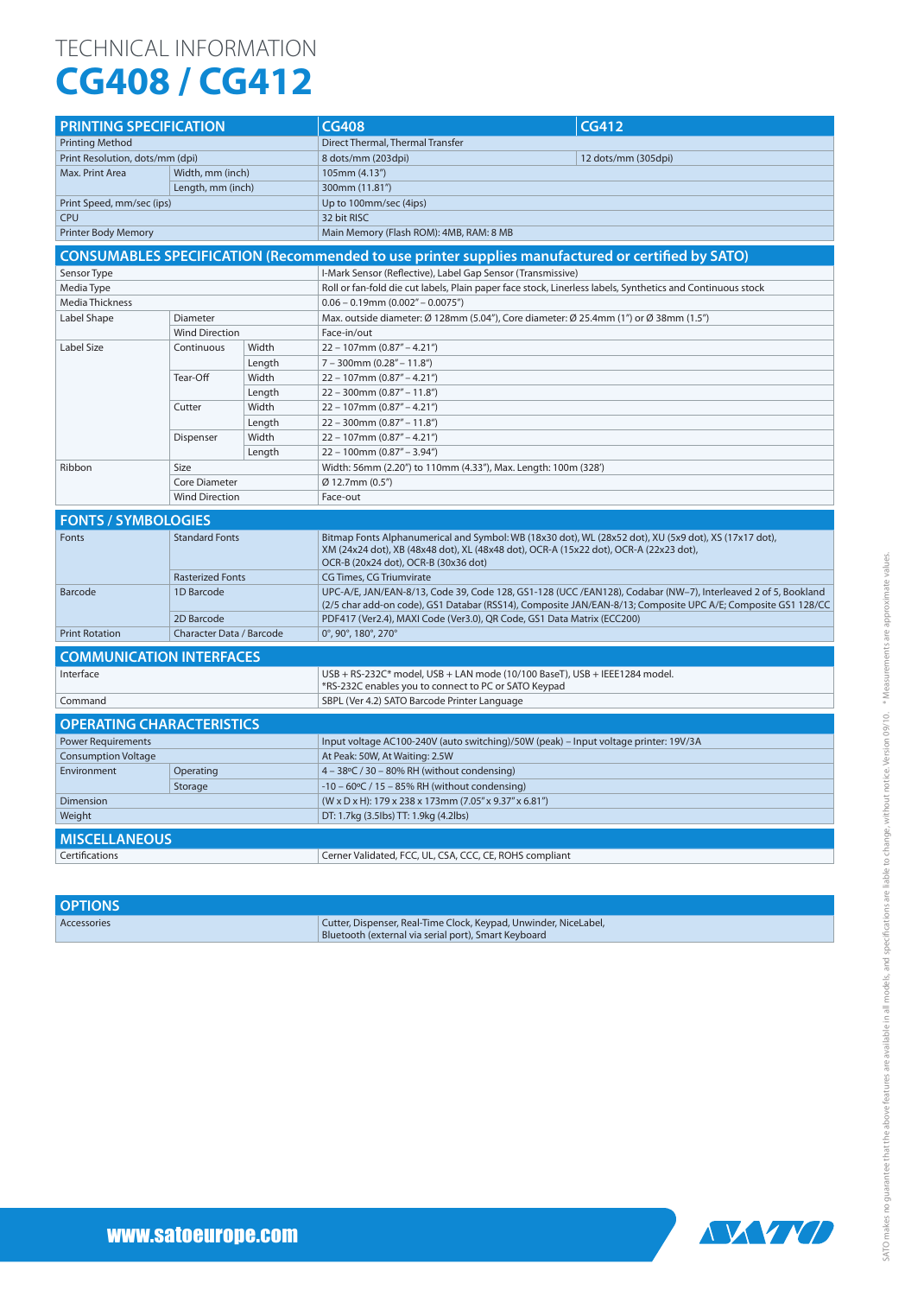TECHNICAL INFORMATION

# CG408 / CG412

| PRINTING SPECIFICATION | | CG408 | CG412 |
|---|---|---|---|
| Printing Method | | Direct Thermal, Thermal Transfer | |
| Print Resolution, dots/mm (dpi) | | 8 dots/mm (203dpi) | 12 dots/mm (305dpi) |
| Max. Print Area | Width, mm (inch) | 105mm (4.13") | |
| | Length, mm (inch) | 300mm (11.81") | |
| Print Speed, mm/sec (ips) | | Up to 100mm/sec (4ips) | |
| CPU | | 32 bit RISC | |
| Printer Body Memory | | Main Memory (Flash ROM): 4MB, RAM: 8 MB | |

| CONSUMABLES SPECIFICATION (Recommended to use printer supplies manufactured or certified by SATO) | | | |
|---|---|---|---|
| Sensor Type | | | I-Mark Sensor (Reflective), Label Gap Sensor (Transmissive) |
| Media Type | | | Roll or fan-fold die cut labels, Plain paper face stock, Linerless labels, Synthetics and Continuous stock |
| Media Thickness | | | 0.06 – 0.19mm (0.002" – 0.0075") |
| Label Shape | Diameter | | Max. outside diameter: Ø 128mm (5.04"), Core diameter: Ø 25.4mm (1") or Ø 38mm (1.5") |
| | Wind Direction | | Face-in/out |
| Label Size | Continuous | Width | 22 – 107mm (0.87" – 4.21") |
| | | Length | 7 – 300mm (0.28" – 11.8") |
| | Tear-Off | Width | 22 – 107mm (0.87" – 4.21") |
| | | Length | 22 – 300mm (0.87" – 11.8") |
| | Cutter | Width | 22 – 107mm (0.87" – 4.21") |
| | | Length | 22 – 300mm (0.87" – 11.8") |
| | Dispenser | Width | 22 – 107mm (0.87" – 4.21") |
| | | Length | 22 – 100mm (0.87" – 3.94") |
| Ribbon | Size | | Width: 56mm (2.20") to 110mm (4.33"), Max. Length: 100m (328') |
| | Core Diameter | | Ø 12.7mm (0.5") |
| | Wind Direction | | Face-out |

| FONTS / SYMBOLOGIES | | |
|---|---|---|
| Fonts | Standard Fonts | Bitmap Fonts Alphanumerical and Symbol: WB (18x30 dot), WL (28x52 dot), XU (5x9 dot), XS (17x17 dot), XM (24x24 dot), XB (48x48 dot), XL (48x48 dot), OCR-A (15x22 dot), OCR-A (22x23 dot), OCR-B (20x24 dot), OCR-B (30x36 dot) |
| | Rasterized Fonts | CG Times, CG Triumvirate |
| Barcode | 1D Barcode | UPC-A/E, JAN/EAN-8/13, Code 39, Code 128, GS1-128 (UCC /EAN128), Codabar (NW–7), Interleaved 2 of 5, Bookland (2/5 char add-on code), GS1 Databar (RSS14), Composite JAN/EAN-8/13; Composite UPC A/E; Composite GS1 128/CC |
| | 2D Barcode | PDF417 (Ver2.4), MAXI Code (Ver3.0), QR Code, GS1 Data Matrix (ECC200) |
| Print Rotation | Character Data / Barcode | 0°, 90°, 180°, 270° |

| COMMUNICATION INTERFACES | |
|---|---|
| Interface | USB + RS-232C* model, USB + LAN mode (10/100 BaseT), USB + IEEE1284 model. *RS-232C enables you to connect to PC or SATO Keypad |
| Command | SBPL (Ver 4.2) SATO Barcode Printer Language |

| OPERATING CHARACTERISTICS | | |
|---|---|---|
| Power Requirements | | Input voltage AC100-240V (auto switching)/50W (peak) – Input voltage printer: 19V/3A |
| Consumption Voltage | | At Peak: 50W, At Waiting: 2.5W |
| Environment | Operating | 4 – 38ºC / 30 – 80% RH (without condensing) |
| | Storage | -10 – 60ºC / 15 – 85% RH (without condensing) |
| Dimension | | (W x D x H): 179 x 238 x 173mm (7.05" x 9.37" x 6.81") |
| Weight | | DT: 1.7kg (3.5lbs) TT: 1.9kg (4.2lbs) |

| MISCELLANEOUS | |
|---|---|
| Certifications | Cerner Validated, FCC, UL, CSA, CCC, CE, ROHS compliant |

| OPTIONS | |
|---|---|
| Accessories | Cutter, Dispenser, Real-Time Clock, Keypad, Unwinder, NiceLabel, Bluetooth (external via serial port), Smart Keyboard |

SATO makes no guarantee that the above features are available in all models, and specifications are liable to change, without notice. Version 09/10. * Measurements are approximate values.

www.satoeurope.com